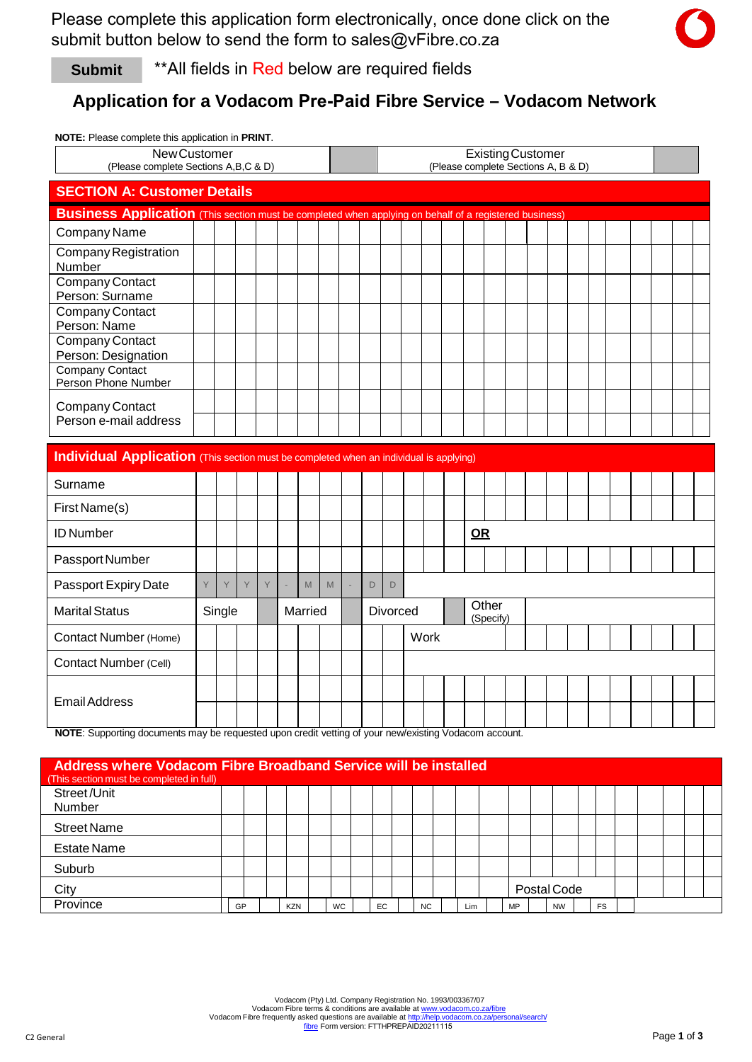Please complete this application form electronically, once done click on the submit button below to send the form to sales@vFibre.co.za

Submit **All fields in Red below are required fields

# Application for a Vodacom Pre-Paid Fibre Service – Vodacom Network

**NOTE:** Please complete this application in **PRINT**.

| | | | |
|---|---|---|---|
| New Customer (Please complete Sections A,B,C & D) | | Existing Customer (Please complete Sections A, B & D) | |

## SECTION A: Customer Details

### Business Application (This section must be completed when applying on behalf of a registered business)

| | |
|---|---|
| Company Name | |
| Company Registration Number | |
| Company Contact Person: Surname | |
| Company Contact Person: Name | |
| Company Contact Person: Designation | |
| Company Contact Person Phone Number | |
| Company Contact Person e-mail address | |

### Individual Application (This section must be completed when an individual is applying)

| | | | | | | | | |
|---|---|---|---|---|---|---|---|---|
| Surname | | | | | | | | |
| First Name(s) | | | | | | | | |
| ID Number | | | | | | **OR** | | |
| Passport Number | | | | | | | | |
| Passport Expiry Date | Y Y Y Y - M M - D D | | | | | | | |
| Marital Status | Single | | Married | | Divorced | | Other (Specify) | |
| Contact Number (Home) | | | | | Work | | | |
| Contact Number (Cell) | | | | | | | | |
| Email Address | | | | | | | | |

**NOTE**: Supporting documents may be requested upon credit vetting of your new/existing Vodacom account.

### Address where Vodacom Fibre Broadband Service will be installed
(This section must be completed in full)

| | | | |
|---|---|---|---|
| Street/Unit Number | | | |
| Street Name | | | |
| Estate Name | | | |
| Suburb | | | |
| City | | Postal Code | |
| Province | GP &nbsp; KZN &nbsp; WC &nbsp; EC &nbsp; NC &nbsp; Lim &nbsp; MP &nbsp; NW &nbsp; FS | | |

Vodacom (Pty) Ltd. Company Registration No. 1993/003367/07
Vodacom Fibre terms & conditions are available at www.vodacom.co.za/fibre
Vodacom Fibre frequently asked questions are available at http://help.vodacom.co.za/personal/search/fibre Form version: FTTHPREPAID20211115

C2 General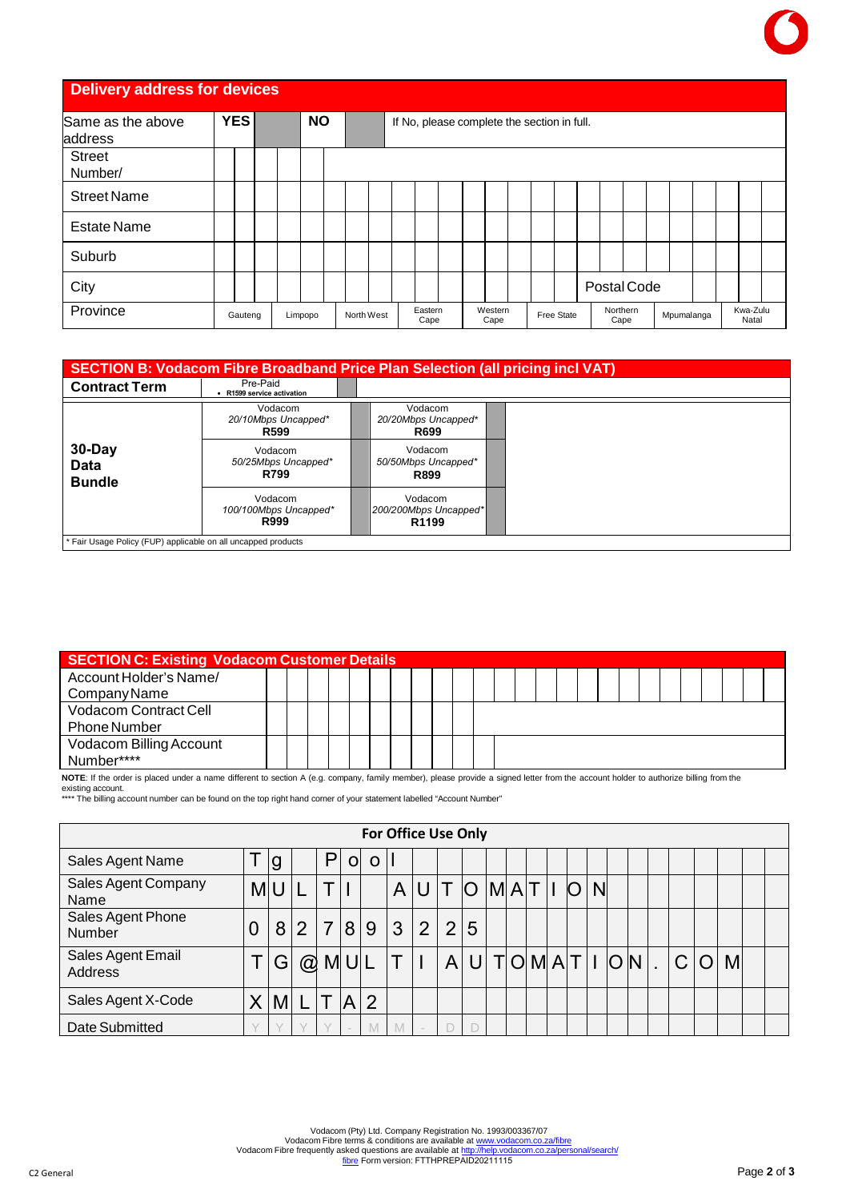## Delivery address for devices

| | | | | | |
|---|---|---|---|---|---|
| Same as the above address | YES | | NO | | If No, please complete the section in full. |
| Street Number/ | | | | | |
| Street Name | | | | | |
| Estate Name | | | | | |
| Suburb | | | | | |
| City | | | | | Postal Code |

| Province | Gauteng | Limpopo | North West | Eastern Cape | Western Cape | Free State | Northern Cape | Mpumalanga | Kwa-Zulu Natal |
|---|---|---|---|---|---|---|---|---|---|

## SECTION B: Vodacom Fibre Broadband Price Plan Selection (all pricing incl VAT)

| Contract Term | Pre-Paid<br>• R1599 service activation | | | |
|---|---|---|---|---|
| 30-Day Data Bundle | Vodacom<br>*20/10Mbps Uncapped**<br>**R599** | | Vodacom<br>*20/20Mbps Uncapped**<br>**R699** | |
| | Vodacom<br>*50/25Mbps Uncapped**<br>**R799** | | Vodacom<br>*50/50Mbps Uncapped**<br>**R899** | |
| | Vodacom<br>*100/100Mbps Uncapped**<br>**R999** | | Vodacom<br>*200/200Mbps Uncapped**<br>**R1199** | |

* Fair Usage Policy (FUP) applicable on all uncapped products

## SECTION C: Existing Vodacom Customer Details

| | |
|---|---|
| Account Holder's Name/ Company Name | |
| Vodacom Contract Cell Phone Number | |
| Vodacom Billing Account Number**** | |

**NOTE**: If the order is placed under a name different to section A (e.g. company, family member), please provide a signed letter from the account holder to authorize billing from the existing account.

**** The billing account number can be found on the top right hand corner of your statement labelled "Account Number"

| For Office Use Only | |
|---|---|
| Sales Agent Name | Tg Pool |
| Sales Agent Company Name | MUL TI AUTOMATION |
| Sales Agent Phone Number | 0827893225 |
| Sales Agent Email Address | TG@MUL TI AUTOMATION.COM |
| Sales Agent X-Code | XMLTA2 |
| Date Submitted | Y Y Y Y - M M - D D |

Vodacom (Pty) Ltd. Company Registration No. 1993/003367/07
Vodacom Fibre terms & conditions are available at www.vodacom.co.za/fibre
Vodacom Fibre frequently asked questions are available at http://help.vodacom.co.za/personal/search/fibre Form version: FTTHPREPAID20211115

C2 General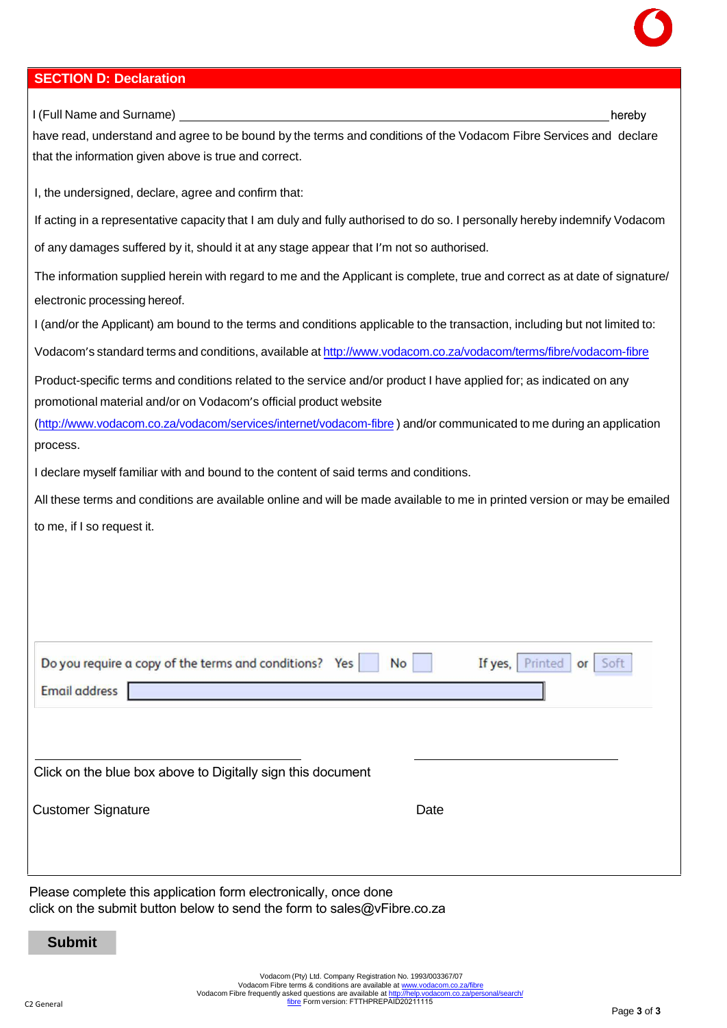## SECTION D: Declaration

I (Full Name and Surname) ______________________________________________ hereby have read, understand and agree to be bound by the terms and conditions of the Vodacom Fibre Services and declare that the information given above is true and correct.

I, the undersigned, declare, agree and confirm that:

If acting in a representative capacity that I am duly and fully authorised to do so. I personally hereby indemnify Vodacom of any damages suffered by it, should it at any stage appear that I'm not so authorised.

The information supplied herein with regard to me and the Applicant is complete, true and correct as at date of signature/ electronic processing hereof.

I (and/or the Applicant) am bound to the terms and conditions applicable to the transaction, including but not limited to:

Vodacom's standard terms and conditions, available at http://www.vodacom.co.za/vodacom/terms/fibre/vodacom-fibre

Product-specific terms and conditions related to the service and/or product I have applied for; as indicated on any promotional material and/or on Vodacom's official product website (http://www.vodacom.co.za/vodacom/services/internet/vodacom-fibre ) and/or communicated to me during an application process.

I declare myself familiar with and bound to the content of said terms and conditions.

All these terms and conditions are available online and will be made available to me in printed version or may be emailed to me, if I so request it.

Do you require a copy of the terms and conditions? Yes ☐ No ☐ If yes, Printed or Soft

Email address ______________________________

Click on the blue box above to Digitally sign this document

Customer Signature ______________________ Date ______________________

Please complete this application form electronically, once done click on the submit button below to send the form to sales@vFibre.co.za

**Submit**

Vodacom (Pty) Ltd. Company Registration No. 1993/003367/07
Vodacom Fibre terms & conditions are available at www.vodacom.co.za/fibre
Vodacom Fibre frequently asked questions are available at http://help.vodacom.co.za/personal/search/fibre Form version: FTTHPREPAID20211115

C2 General